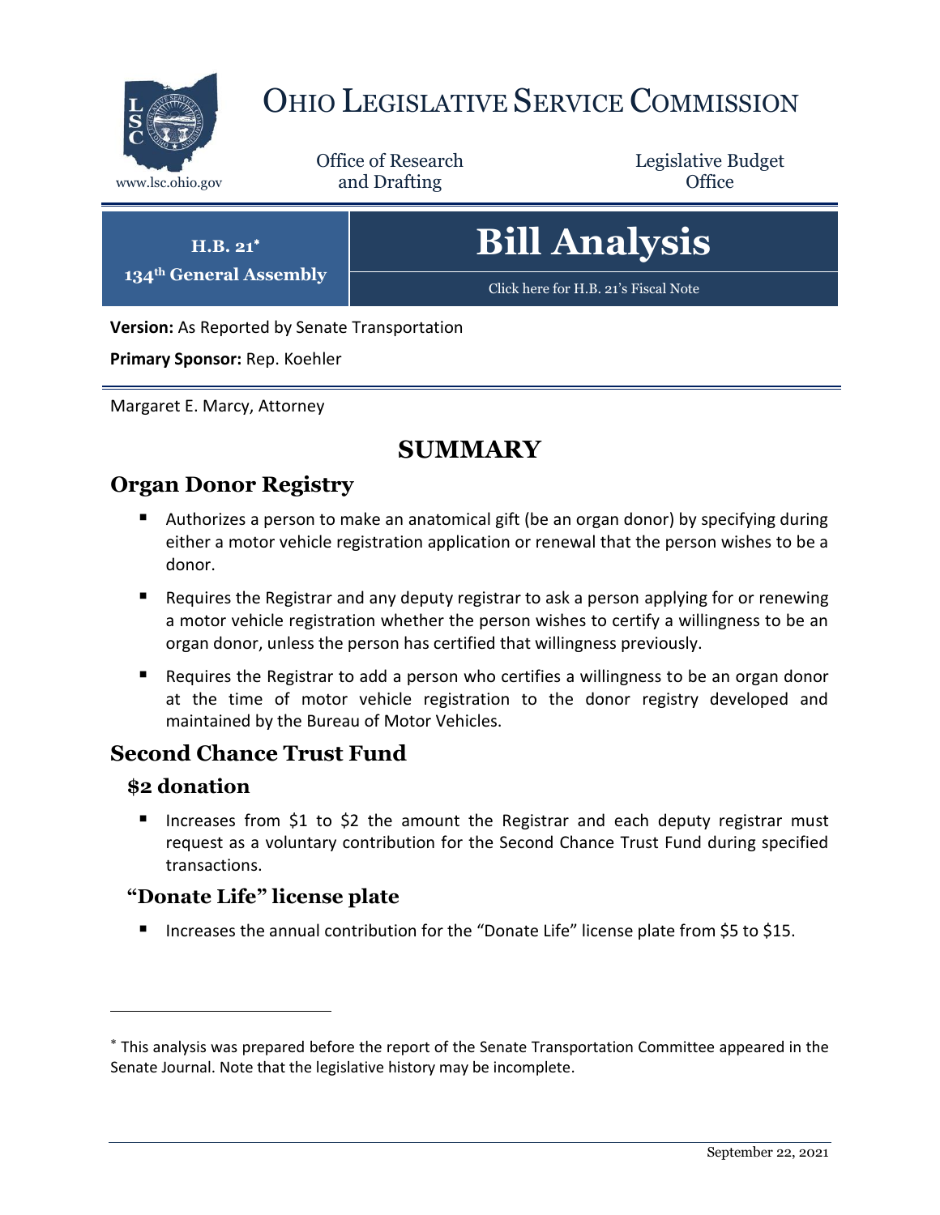# Ohio Legislative Service Commission

www.lsc.ohio.gov

Office of Research and Drafting

Legislative Budget Office

**H.B. 21***
**134th General Assembly**

# Bill Analysis

Click here for H.B. 21's Fiscal Note

**Version:** As Reported by Senate Transportation

**Primary Sponsor:** Rep. Koehler

Margaret E. Marcy, Attorney

## SUMMARY

### Organ Donor Registry

- Authorizes a person to make an anatomical gift (be an organ donor) by specifying during either a motor vehicle registration application or renewal that the person wishes to be a donor.
- Requires the Registrar and any deputy registrar to ask a person applying for or renewing a motor vehicle registration whether the person wishes to certify a willingness to be an organ donor, unless the person has certified that willingness previously.
- Requires the Registrar to add a person who certifies a willingness to be an organ donor at the time of motor vehicle registration to the donor registry developed and maintained by the Bureau of Motor Vehicles.

### Second Chance Trust Fund

#### $2 donation

- Increases from $1 to $2 the amount the Registrar and each deputy registrar must request as a voluntary contribution for the Second Chance Trust Fund during specified transactions.

#### "Donate Life" license plate

- Increases the annual contribution for the "Donate Life" license plate from $5 to $15.

* This analysis was prepared before the report of the Senate Transportation Committee appeared in the Senate Journal. Note that the legislative history may be incomplete.

September 22, 2021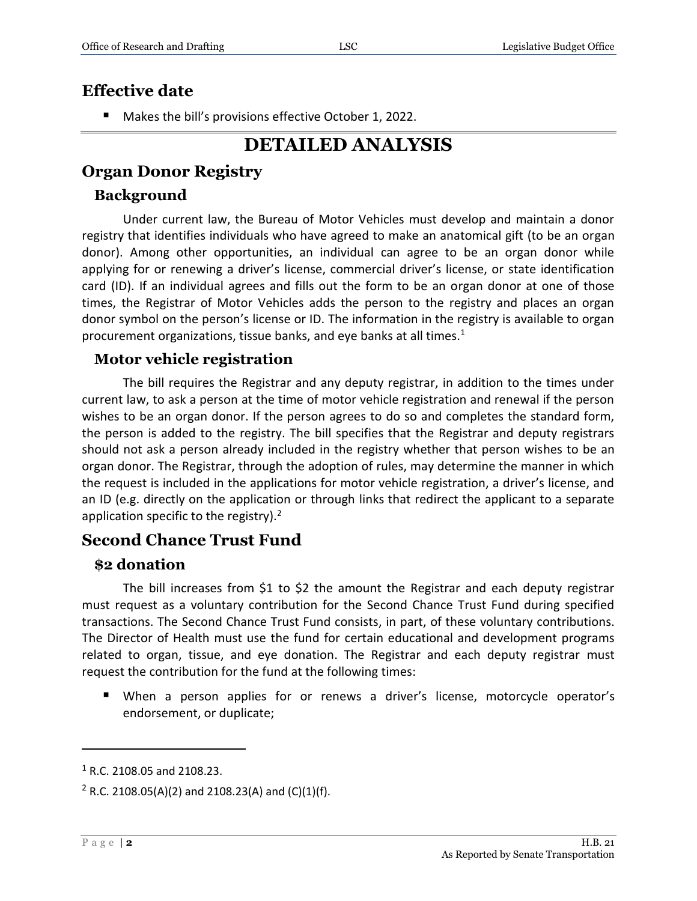## Effective date

- Makes the bill's provisions effective October 1, 2022.

# DETAILED ANALYSIS

## Organ Donor Registry

### Background

Under current law, the Bureau of Motor Vehicles must develop and maintain a donor registry that identifies individuals who have agreed to make an anatomical gift (to be an organ donor). Among other opportunities, an individual can agree to be an organ donor while applying for or renewing a driver's license, commercial driver's license, or state identification card (ID). If an individual agrees and fills out the form to be an organ donor at one of those times, the Registrar of Motor Vehicles adds the person to the registry and places an organ donor symbol on the person's license or ID. The information in the registry is available to organ procurement organizations, tissue banks, and eye banks at all times.[1]

### Motor vehicle registration

The bill requires the Registrar and any deputy registrar, in addition to the times under current law, to ask a person at the time of motor vehicle registration and renewal if the person wishes to be an organ donor. If the person agrees to do so and completes the standard form, the person is added to the registry. The bill specifies that the Registrar and deputy registrars should not ask a person already included in the registry whether that person wishes to be an organ donor. The Registrar, through the adoption of rules, may determine the manner in which the request is included in the applications for motor vehicle registration, a driver's license, and an ID (e.g. directly on the application or through links that redirect the applicant to a separate application specific to the registry).[2]

## Second Chance Trust Fund

### $2 donation

The bill increases from $1 to $2 the amount the Registrar and each deputy registrar must request as a voluntary contribution for the Second Chance Trust Fund during specified transactions. The Second Chance Trust Fund consists, in part, of these voluntary contributions. The Director of Health must use the fund for certain educational and development programs related to organ, tissue, and eye donation. The Registrar and each deputy registrar must request the contribution for the fund at the following times:

- When a person applies for or renews a driver's license, motorcycle operator's endorsement, or duplicate;

---

[1] R.C. 2108.05 and 2108.23.

[2] R.C. 2108.05(A)(2) and 2108.23(A) and (C)(1)(f).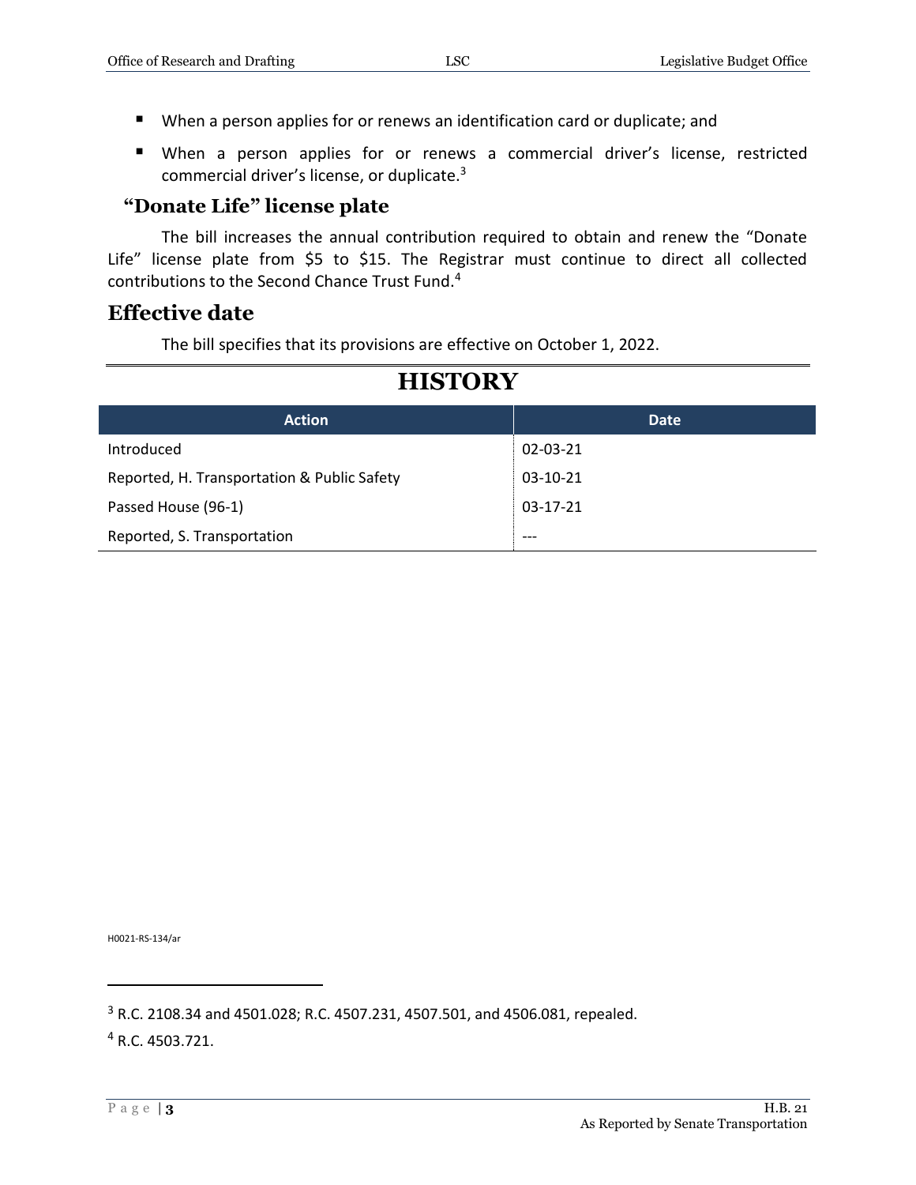- When a person applies for or renews an identification card or duplicate; and
- When a person applies for or renews a commercial driver's license, restricted commercial driver's license, or duplicate.[3]

### "Donate Life" license plate

The bill increases the annual contribution required to obtain and renew the "Donate Life" license plate from $5 to $15. The Registrar must continue to direct all collected contributions to the Second Chance Trust Fund.[4]

## Effective date

The bill specifies that its provisions are effective on October 1, 2022.

# HISTORY

| Action | Date |
| --- | --- |
| Introduced | 02-03-21 |
| Reported, H. Transportation & Public Safety | 03-10-21 |
| Passed House (96-1) | 03-17-21 |
| Reported, S. Transportation | --- |

H0021-RS-134/ar

[3] R.C. 2108.34 and 4501.028; R.C. 4507.231, 4507.501, and 4506.081, repealed.

[4] R.C. 4503.721.